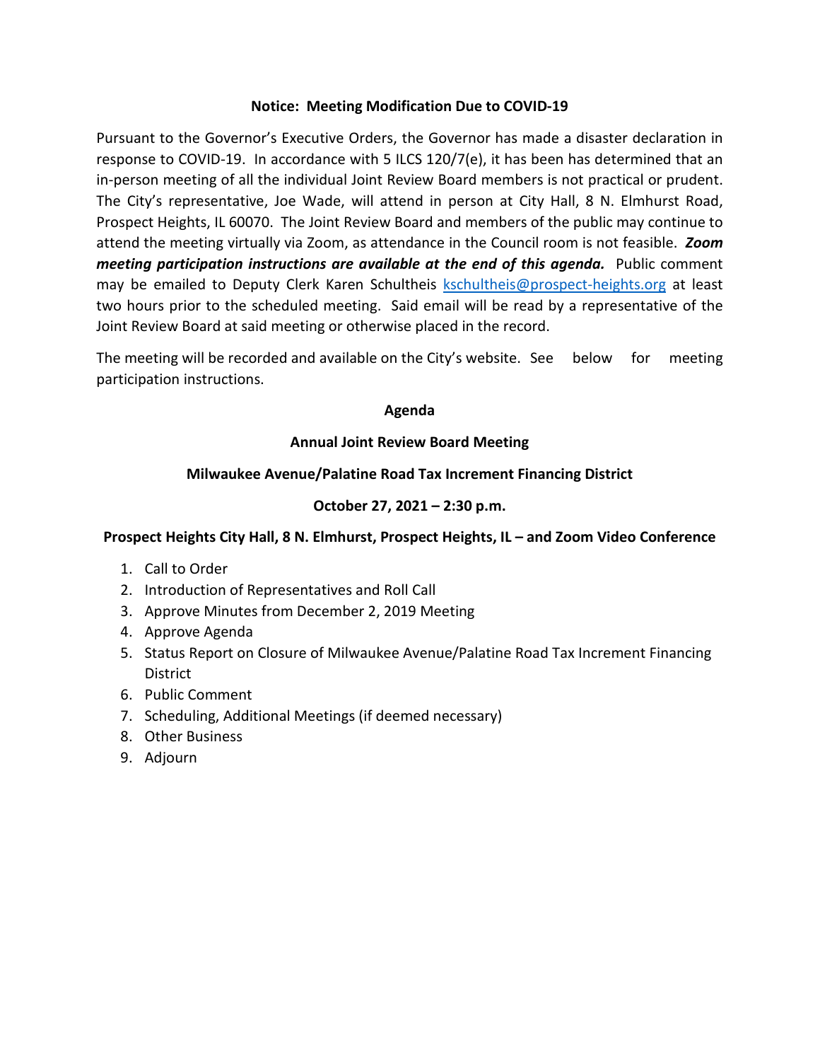**Notice: Meeting Modification Due to COVID-19**

Pursuant to the Governor's Executive Orders, the Governor has made a disaster declaration in response to COVID-19. In accordance with 5 ILCS 120/7(e), it has been has determined that an in-person meeting of all the individual Joint Review Board members is not practical or prudent. The City's representative, Joe Wade, will attend in person at City Hall, 8 N. Elmhurst Road, Prospect Heights, IL 60070. The Joint Review Board and members of the public may continue to attend the meeting virtually via Zoom, as attendance in the Council room is not feasible. ***Zoom meeting participation instructions are available at the end of this agenda.*** Public comment may be emailed to Deputy Clerk Karen Schultheis kschultheis@prospect-heights.org at least two hours prior to the scheduled meeting. Said email will be read by a representative of the Joint Review Board at said meeting or otherwise placed in the record.

The meeting will be recorded and available on the City's website. See below for meeting participation instructions.

**Agenda**

**Annual Joint Review Board Meeting**

**Milwaukee Avenue/Palatine Road Tax Increment Financing District**

**October 27, 2021 – 2:30 p.m.**

**Prospect Heights City Hall, 8 N. Elmhurst, Prospect Heights, IL – and Zoom Video Conference**

1. Call to Order
2. Introduction of Representatives and Roll Call
3. Approve Minutes from December 2, 2019 Meeting
4. Approve Agenda
5. Status Report on Closure of Milwaukee Avenue/Palatine Road Tax Increment Financing District
6. Public Comment
7. Scheduling, Additional Meetings (if deemed necessary)
8. Other Business
9. Adjourn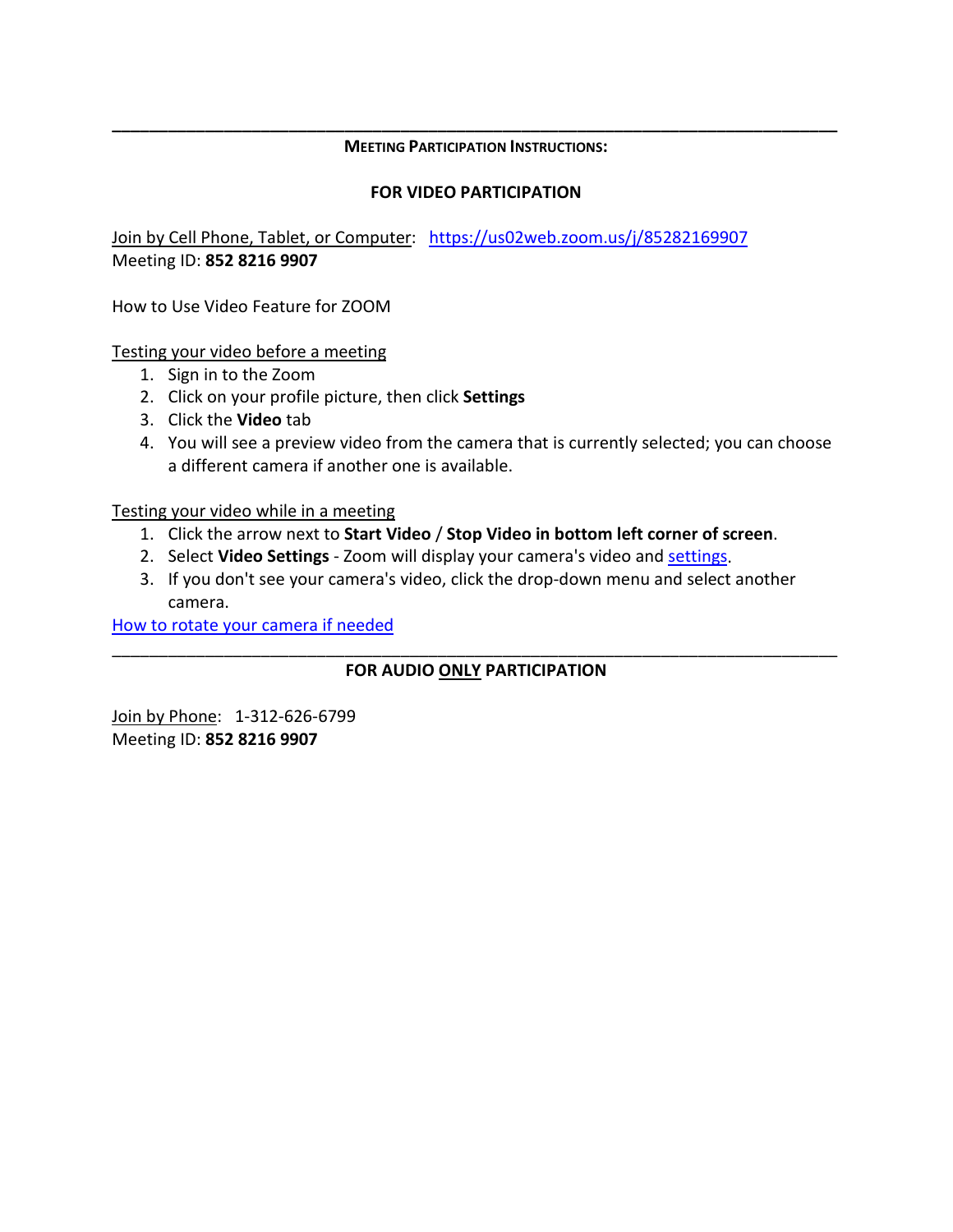---

**MEETING PARTICIPATION INSTRUCTIONS:**

**FOR VIDEO PARTICIPATION**

Join by Cell Phone, Tablet, or Computer: [https://us02web.zoom.us/j/85282169907](https://us02web.zoom.us/j/85282169907)
Meeting ID: **852 8216 9907**

How to Use Video Feature for ZOOM

Testing your video before a meeting

1. Sign in to the Zoom
2. Click on your profile picture, then click **Settings**
3. Click the **Video** tab
4. You will see a preview video from the camera that is currently selected; you can choose a different camera if another one is available.

Testing your video while in a meeting

1. Click the arrow next to **Start Video** / **Stop Video in bottom left corner of screen**.
2. Select **Video Settings** - Zoom will display your camera's video and settings.
3. If you don't see your camera's video, click the drop-down menu and select another camera.

How to rotate your camera if needed

---

**FOR AUDIO ONLY PARTICIPATION**

Join by Phone: 1-312-626-6799
Meeting ID: **852 8216 9907**